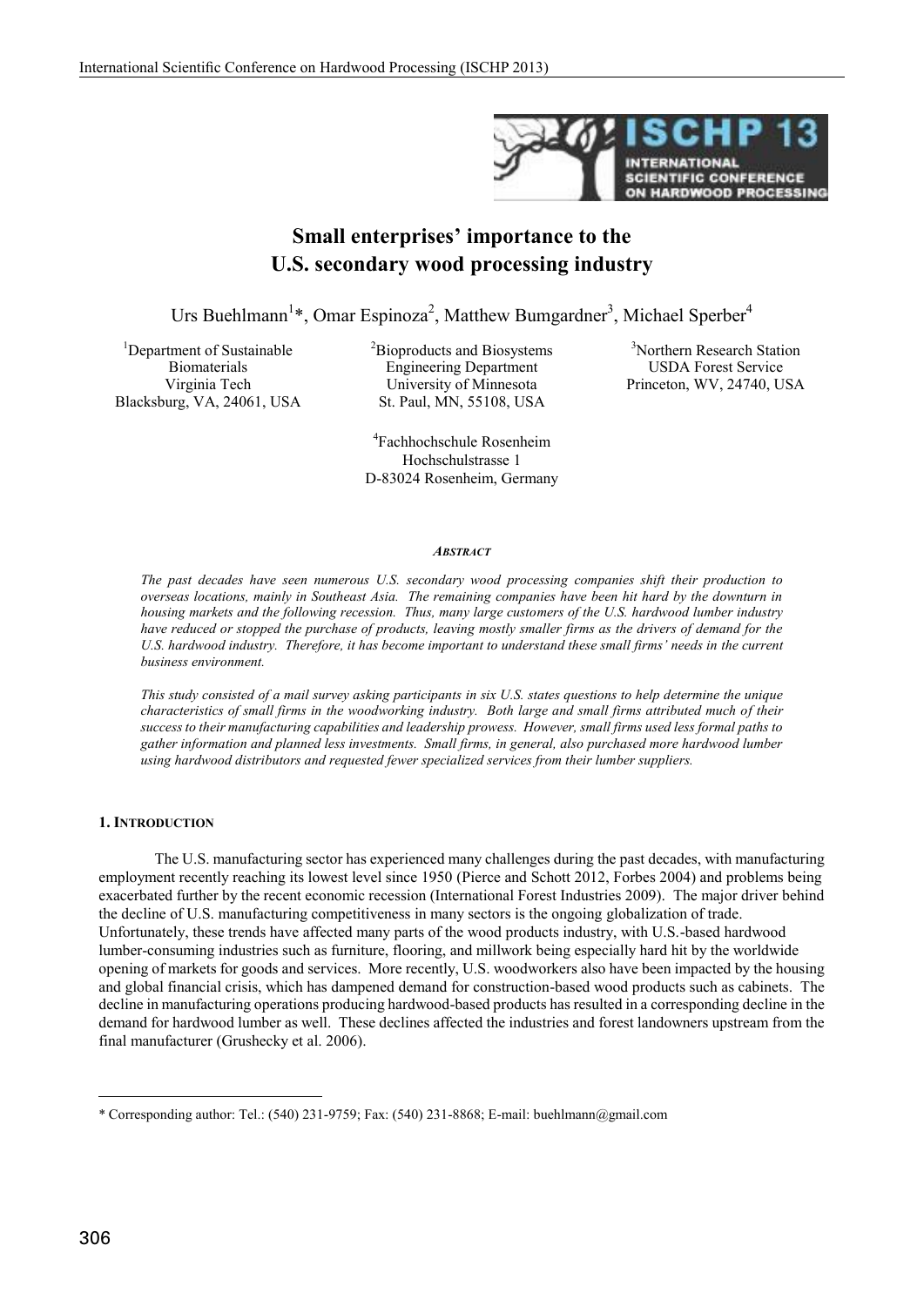# Small enterprises' importance to the U.S. secondary wood processing industry

Urs Buehlmann[1]*, Omar Espinoza[2], Matthew Bumgardner[3], Michael Sperber[4]

[1]Department of Sustainable Biomaterials
Virginia Tech
Blacksburg, VA, 24061, USA

[2]Bioproducts and Biosystems Engineering Department
University of Minnesota
St. Paul, MN, 55108, USA

[3]Northern Research Station
USDA Forest Service
Princeton, WV, 24740, USA

[4]Fachhochschule Rosenheim
Hochschulstrasse 1
D-83024 Rosenheim, Germany

### Abstract

*The past decades have seen numerous U.S. secondary wood processing companies shift their production to overseas locations, mainly in Southeast Asia. The remaining companies have been hit hard by the downturn in housing markets and the following recession. Thus, many large customers of the U.S. hardwood lumber industry have reduced or stopped the purchase of products, leaving mostly smaller firms as the drivers of demand for the U.S. hardwood industry. Therefore, it has become important to understand these small firms' needs in the current business environment.*

*This study consisted of a mail survey asking participants in six U.S. states questions to help determine the unique characteristics of small firms in the woodworking industry. Both large and small firms attributed much of their success to their manufacturing capabilities and leadership prowess. However, small firms used less formal paths to gather information and planned less investments. Small firms, in general, also purchased more hardwood lumber using hardwood distributors and requested fewer specialized services from their lumber suppliers.*

## 1. Introduction

The U.S. manufacturing sector has experienced many challenges during the past decades, with manufacturing employment recently reaching its lowest level since 1950 (Pierce and Schott 2012, Forbes 2004) and problems being exacerbated further by the recent economic recession (International Forest Industries 2009). The major driver behind the decline of U.S. manufacturing competitiveness in many sectors is the ongoing globalization of trade. Unfortunately, these trends have affected many parts of the wood products industry, with U.S.-based hardwood lumber-consuming industries such as furniture, flooring, and millwork being especially hard hit by the worldwide opening of markets for goods and services. More recently, U.S. woodworkers also have been impacted by the housing and global financial crisis, which has dampened demand for construction-based wood products such as cabinets. The decline in manufacturing operations producing hardwood-based products has resulted in a corresponding decline in the demand for hardwood lumber as well. These declines affected the industries and forest landowners upstream from the final manufacturer (Grushecky et al. 2006).

\* Corresponding author: Tel.: (540) 231-9759; Fax: (540) 231-8868; E-mail: buehlmann@gmail.com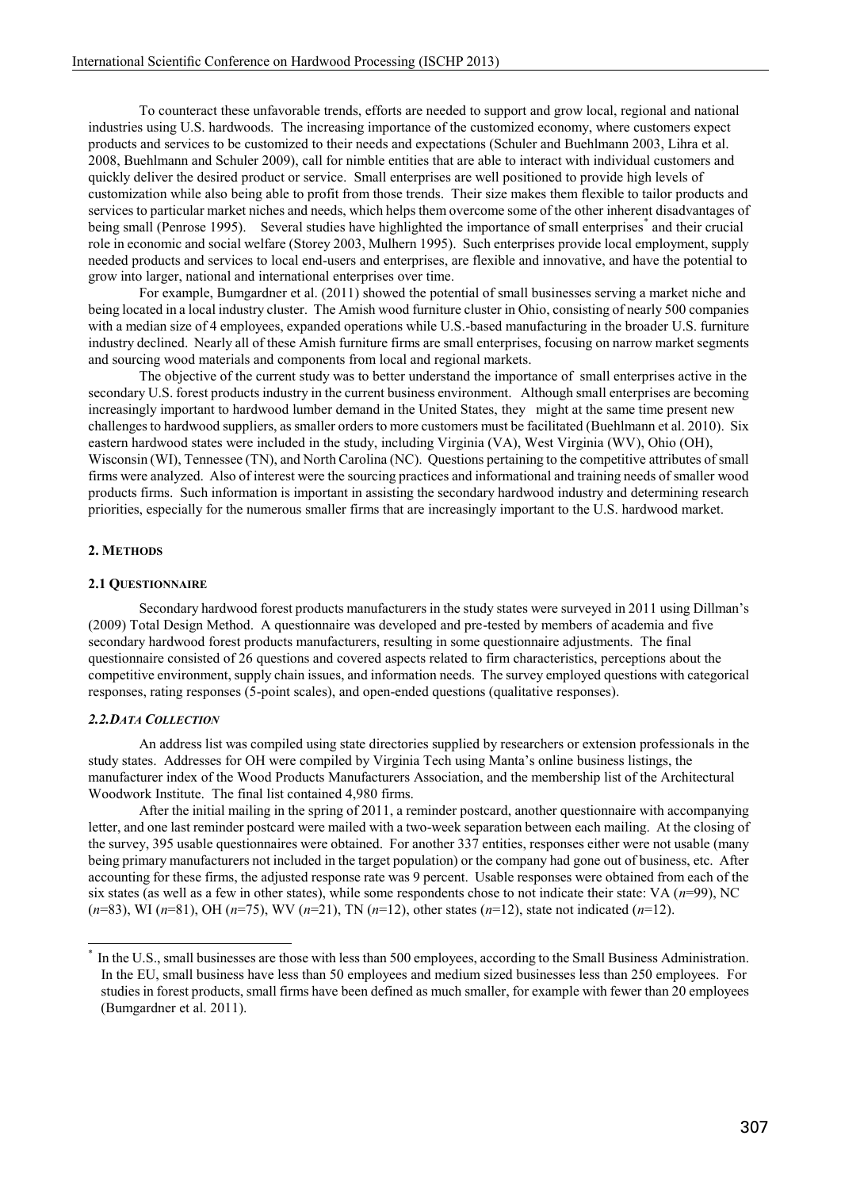To counteract these unfavorable trends, efforts are needed to support and grow local, regional and national industries using U.S. hardwoods. The increasing importance of the customized economy, where customers expect products and services to be customized to their needs and expectations (Schuler and Buehlmann 2003, Lihra et al. 2008, Buehlmann and Schuler 2009), call for nimble entities that are able to interact with individual customers and quickly deliver the desired product or service. Small enterprises are well positioned to provide high levels of customization while also being able to profit from those trends. Their size makes them flexible to tailor products and services to particular market niches and needs, which helps them overcome some of the other inherent disadvantages of being small (Penrose 1995). Several studies have highlighted the importance of small enterprises[*] and their crucial role in economic and social welfare (Storey 2003, Mulhern 1995). Such enterprises provide local employment, supply needed products and services to local end-users and enterprises, are flexible and innovative, and have the potential to grow into larger, national and international enterprises over time.

For example, Bumgardner et al. (2011) showed the potential of small businesses serving a market niche and being located in a local industry cluster. The Amish wood furniture cluster in Ohio, consisting of nearly 500 companies with a median size of 4 employees, expanded operations while U.S.-based manufacturing in the broader U.S. furniture industry declined. Nearly all of these Amish furniture firms are small enterprises, focusing on narrow market segments and sourcing wood materials and components from local and regional markets.

The objective of the current study was to better understand the importance of small enterprises active in the secondary U.S. forest products industry in the current business environment. Although small enterprises are becoming increasingly important to hardwood lumber demand in the United States, they might at the same time present new challenges to hardwood suppliers, as smaller orders to more customers must be facilitated (Buehlmann et al. 2010). Six eastern hardwood states were included in the study, including Virginia (VA), West Virginia (WV), Ohio (OH), Wisconsin (WI), Tennessee (TN), and North Carolina (NC). Questions pertaining to the competitive attributes of small firms were analyzed. Also of interest were the sourcing practices and informational and training needs of smaller wood products firms. Such information is important in assisting the secondary hardwood industry and determining research priorities, especially for the numerous smaller firms that are increasingly important to the U.S. hardwood market.

## 2. METHODS

### 2.1 QUESTIONNAIRE

Secondary hardwood forest products manufacturers in the study states were surveyed in 2011 using Dillman's (2009) Total Design Method. A questionnaire was developed and pre-tested by members of academia and five secondary hardwood forest products manufacturers, resulting in some questionnaire adjustments. The final questionnaire consisted of 26 questions and covered aspects related to firm characteristics, perceptions about the competitive environment, supply chain issues, and information needs. The survey employed questions with categorical responses, rating responses (5-point scales), and open-ended questions (qualitative responses).

### *2.2. DATA COLLECTION*

An address list was compiled using state directories supplied by researchers or extension professionals in the study states. Addresses for OH were compiled by Virginia Tech using Manta's online business listings, the manufacturer index of the Wood Products Manufacturers Association, and the membership list of the Architectural Woodwork Institute. The final list contained 4,980 firms.

After the initial mailing in the spring of 2011, a reminder postcard, another questionnaire with accompanying letter, and one last reminder postcard were mailed with a two-week separation between each mailing. At the closing of the survey, 395 usable questionnaires were obtained. For another 337 entities, responses either were not usable (many being primary manufacturers not included in the target population) or the company had gone out of business, etc. After accounting for these firms, the adjusted response rate was 9 percent. Usable responses were obtained from each of the six states (as well as a few in other states), while some respondents chose to not indicate their state: VA ($n$=99), NC ($n$=83), WI ($n$=81), OH ($n$=75), WV ($n$=21), TN ($n$=12), other states ($n$=12), state not indicated ($n$=12).

---

[*] In the U.S., small businesses are those with less than 500 employees, according to the Small Business Administration. In the EU, small business have less than 50 employees and medium sized businesses less than 250 employees. For studies in forest products, small firms have been defined as much smaller, for example with fewer than 20 employees (Bumgardner et al. 2011).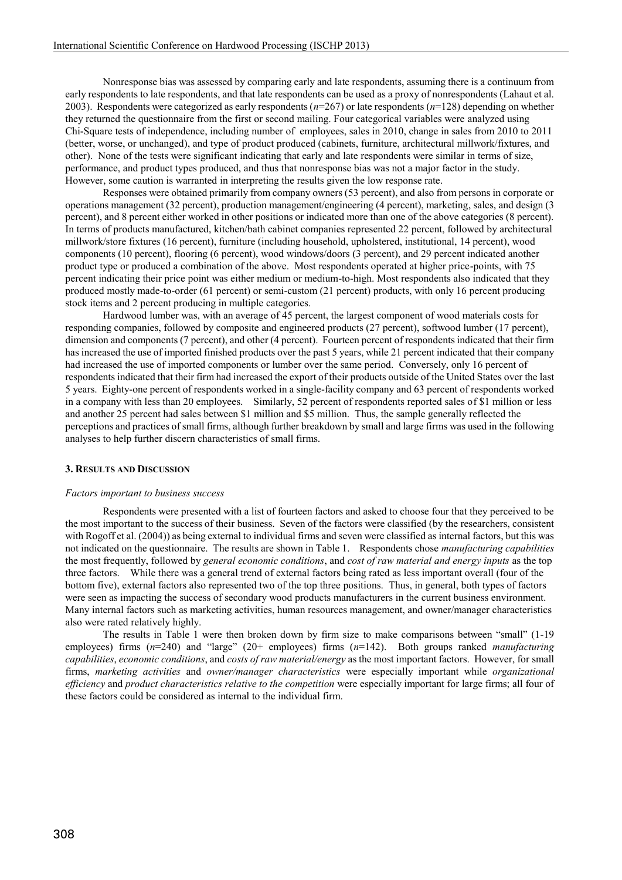Nonresponse bias was assessed by comparing early and late respondents, assuming there is a continuum from early respondents to late respondents, and that late respondents can be used as a proxy of nonrespondents (Lahaut et al. 2003). Respondents were categorized as early respondents ($n$=267) or late respondents ($n$=128) depending on whether they returned the questionnaire from the first or second mailing. Four categorical variables were analyzed using Chi-Square tests of independence, including number of employees, sales in 2010, change in sales from 2010 to 2011 (better, worse, or unchanged), and type of product produced (cabinets, furniture, architectural millwork/fixtures, and other). None of the tests were significant indicating that early and late respondents were similar in terms of size, performance, and product types produced, and thus that nonresponse bias was not a major factor in the study. However, some caution is warranted in interpreting the results given the low response rate.

Responses were obtained primarily from company owners (53 percent), and also from persons in corporate or operations management (32 percent), production management/engineering (4 percent), marketing, sales, and design (3 percent), and 8 percent either worked in other positions or indicated more than one of the above categories (8 percent). In terms of products manufactured, kitchen/bath cabinet companies represented 22 percent, followed by architectural millwork/store fixtures (16 percent), furniture (including household, upholstered, institutional, 14 percent), wood components (10 percent), flooring (6 percent), wood windows/doors (3 percent), and 29 percent indicated another product type or produced a combination of the above. Most respondents operated at higher price-points, with 75 percent indicating their price point was either medium or medium-to-high. Most respondents also indicated that they produced mostly made-to-order (61 percent) or semi-custom (21 percent) products, with only 16 percent producing stock items and 2 percent producing in multiple categories.

Hardwood lumber was, with an average of 45 percent, the largest component of wood materials costs for responding companies, followed by composite and engineered products (27 percent), softwood lumber (17 percent), dimension and components (7 percent), and other (4 percent). Fourteen percent of respondents indicated that their firm has increased the use of imported finished products over the past 5 years, while 21 percent indicated that their company had increased the use of imported components or lumber over the same period. Conversely, only 16 percent of respondents indicated that their firm had increased the export of their products outside of the United States over the last 5 years. Eighty-one percent of respondents worked in a single-facility company and 63 percent of respondents worked in a company with less than 20 employees. Similarly, 52 percent of respondents reported sales of \$1 million or less and another 25 percent had sales between \$1 million and \$5 million. Thus, the sample generally reflected the perceptions and practices of small firms, although further breakdown by small and large firms was used in the following analyses to help further discern characteristics of small firms.

## 3. Results and Discussion

### *Factors important to business success*

Respondents were presented with a list of fourteen factors and asked to choose four that they perceived to be the most important to the success of their business. Seven of the factors were classified (by the researchers, consistent with Rogoff et al. (2004)) as being external to individual firms and seven were classified as internal factors, but this was not indicated on the questionnaire. The results are shown in Table 1. Respondents chose *manufacturing capabilities* the most frequently, followed by *general economic conditions*, and *cost of raw material and energy inputs* as the top three factors. While there was a general trend of external factors being rated as less important overall (four of the bottom five), external factors also represented two of the top three positions. Thus, in general, both types of factors were seen as impacting the success of secondary wood products manufacturers in the current business environment. Many internal factors such as marketing activities, human resources management, and owner/manager characteristics also were rated relatively highly.

The results in Table 1 were then broken down by firm size to make comparisons between "small" (1-19 employees) firms ($n$=240) and "large" (20+ employees) firms ($n$=142). Both groups ranked *manufacturing capabilities*, *economic conditions*, and *costs of raw material/energy* as the most important factors. However, for small firms, *marketing activities* and *owner/manager characteristics* were especially important while *organizational efficiency* and *product characteristics relative to the competition* were especially important for large firms; all four of these factors could be considered as internal to the individual firm.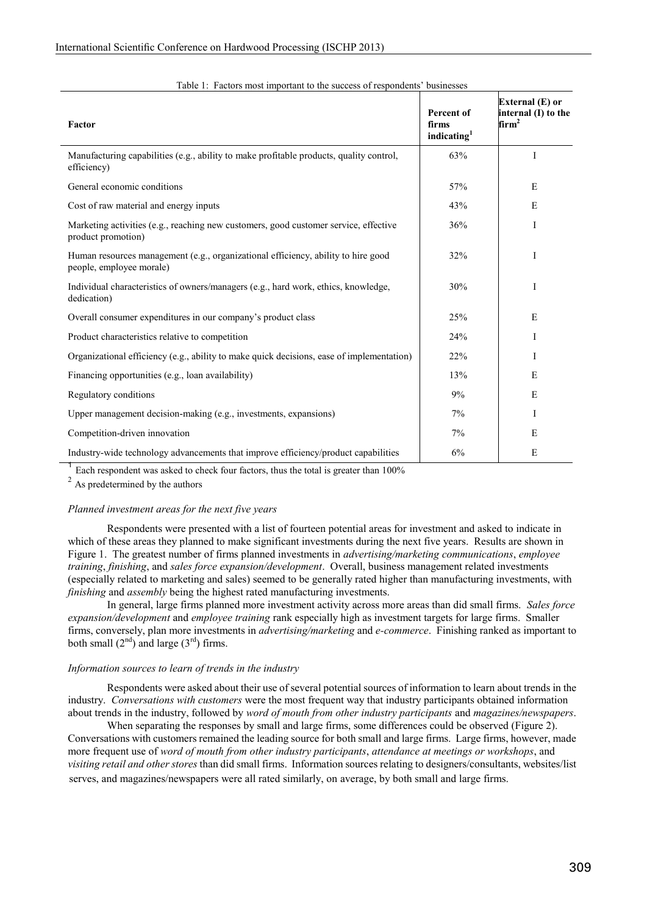Table 1: Factors most important to the success of respondents' businesses

| Factor | Percent of firms indicating[1] | External (E) or internal (I) to the firm[2] |
|---|---|---|
| Manufacturing capabilities (e.g., ability to make profitable products, quality control, efficiency) | 63% | I |
| General economic conditions | 57% | E |
| Cost of raw material and energy inputs | 43% | E |
| Marketing activities (e.g., reaching new customers, good customer service, effective product promotion) | 36% | I |
| Human resources management (e.g., organizational efficiency, ability to hire good people, employee morale) | 32% | I |
| Individual characteristics of owners/managers (e.g., hard work, ethics, knowledge, dedication) | 30% | I |
| Overall consumer expenditures in our company's product class | 25% | E |
| Product characteristics relative to competition | 24% | I |
| Organizational efficiency (e.g., ability to make quick decisions, ease of implementation) | 22% | I |
| Financing opportunities (e.g., loan availability) | 13% | E |
| Regulatory conditions | 9% | E |
| Upper management decision-making (e.g., investments, expansions) | 7% | I |
| Competition-driven innovation | 7% | E |
| Industry-wide technology advancements that improve efficiency/product capabilities | 6% | E |

[1] Each respondent was asked to check four factors, thus the total is greater than 100%

[2] As predetermined by the authors

### *Planned investment areas for the next five years*

Respondents were presented with a list of fourteen potential areas for investment and asked to indicate in which of these areas they planned to make significant investments during the next five years. Results are shown in Figure 1. The greatest number of firms planned investments in *advertising/marketing communications*, *employee training*, *finishing*, and *sales force expansion/development*. Overall, business management related investments (especially related to marketing and sales) seemed to be generally rated higher than manufacturing investments, with *finishing* and *assembly* being the highest rated manufacturing investments.

In general, large firms planned more investment activity across more areas than did small firms. *Sales force expansion/development* and *employee training* rank especially high as investment targets for large firms. Smaller firms, conversely, plan more investments in *advertising/marketing* and *e-commerce*. Finishing ranked as important to both small (2nd) and large (3rd) firms.

### *Information sources to learn of trends in the industry*

Respondents were asked about their use of several potential sources of information to learn about trends in the industry. *Conversations with customers* were the most frequent way that industry participants obtained information about trends in the industry, followed by *word of mouth from other industry participants* and *magazines/newspapers*.

When separating the responses by small and large firms, some differences could be observed (Figure 2). Conversations with customers remained the leading source for both small and large firms. Large firms, however, made more frequent use of *word of mouth from other industry participants*, *attendance at meetings or workshops*, and *visiting retail and other stores* than did small firms. Information sources relating to designers/consultants, websites/list serves, and magazines/newspapers were all rated similarly, on average, by both small and large firms.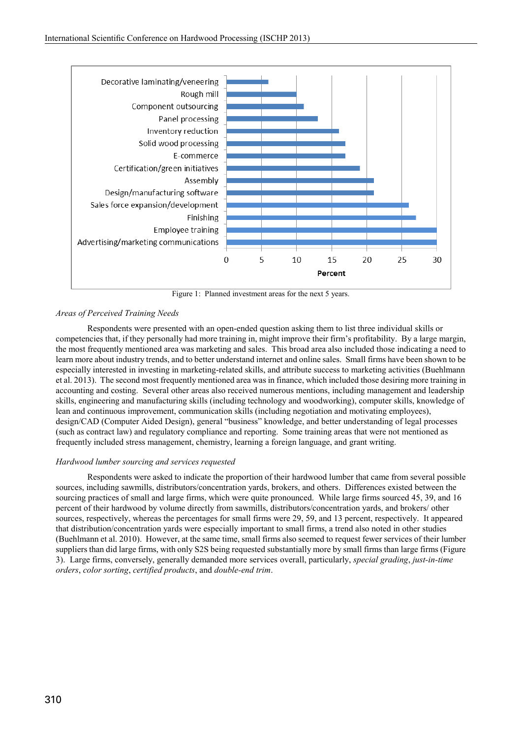| Planned investment area | Percent |
|---|---|
| Decorative laminating/veneering | 6 |
| Rough mill | 10 |
| Component outsourcing | 11 |
| Panel processing | 13 |
| Inventory reduction | 16 |
| Solid wood processing | 17 |
| E-commerce | 17 |
| Certification/green initiatives | 19 |
| Assembly | 21 |
| Design/manufacturing software | 21 |
| Sales force expansion/development | 26 |
| Finishing | 27 |
| Employee training | 30 |
| Advertising/marketing communications | 30 |

Figure 1: Planned investment areas for the next 5 years.

*Areas of Perceived Training Needs*

Respondents were presented with an open-ended question asking them to list three individual skills or competencies that, if they personally had more training in, might improve their firm's profitability. By a large margin, the most frequently mentioned area was marketing and sales. This broad area also included those indicating a need to learn more about industry trends, and to better understand internet and online sales. Small firms have been shown to be especially interested in investing in marketing-related skills, and attribute success to marketing activities (Buehlmann et al. 2013). The second most frequently mentioned area was in finance, which included those desiring more training in accounting and costing. Several other areas also received numerous mentions, including management and leadership skills, engineering and manufacturing skills (including technology and woodworking), computer skills, knowledge of lean and continuous improvement, communication skills (including negotiation and motivating employees), design/CAD (Computer Aided Design), general "business" knowledge, and better understanding of legal processes (such as contract law) and regulatory compliance and reporting. Some training areas that were not mentioned as frequently included stress management, chemistry, learning a foreign language, and grant writing.

*Hardwood lumber sourcing and services requested*

Respondents were asked to indicate the proportion of their hardwood lumber that came from several possible sources, including sawmills, distributors/concentration yards, brokers, and others. Differences existed between the sourcing practices of small and large firms, which were quite pronounced. While large firms sourced 45, 39, and 16 percent of their hardwood by volume directly from sawmills, distributors/concentration yards, and brokers/ other sources, respectively, whereas the percentages for small firms were 29, 59, and 13 percent, respectively. It appeared that distribution/concentration yards were especially important to small firms, a trend also noted in other studies (Buehlmann et al. 2010). However, at the same time, small firms also seemed to request fewer services of their lumber suppliers than did large firms, with only S2S being requested substantially more by small firms than large firms (Figure 3). Large firms, conversely, generally demanded more services overall, particularly, *special grading*, *just-in-time orders*, *color sorting*, *certified products*, and *double-end trim*.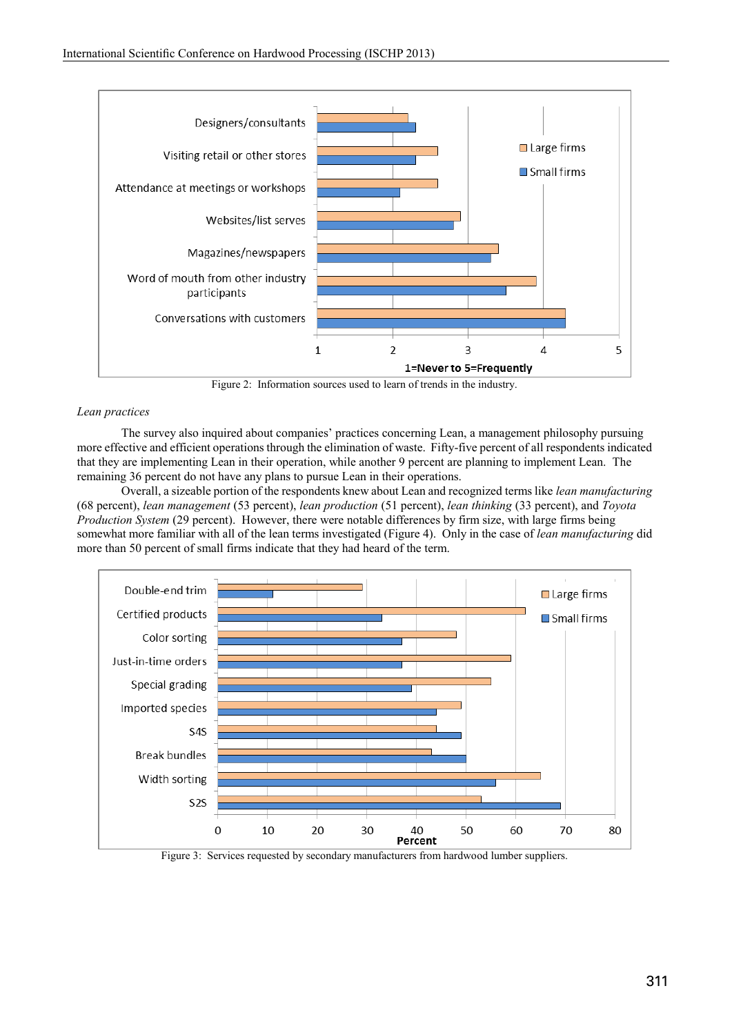Figure 2: Information sources used to learn of trends in the industry.

*Lean practices*

The survey also inquired about companies' practices concerning Lean, a management philosophy pursuing more effective and efficient operations through the elimination of waste. Fifty-five percent of all respondents indicated that they are implementing Lean in their operation, while another 9 percent are planning to implement Lean. The remaining 36 percent do not have any plans to pursue Lean in their operations.

Overall, a sizeable portion of the respondents knew about Lean and recognized terms like *lean manufacturing* (68 percent), *lean management* (53 percent), *lean production* (51 percent), *lean thinking* (33 percent), and *Toyota Production System* (29 percent). However, there were notable differences by firm size, with large firms being somewhat more familiar with all of the lean terms investigated (Figure 4). Only in the case of *lean manufacturing* did more than 50 percent of small firms indicate that they had heard of the term.

Figure 3: Services requested by secondary manufacturers from hardwood lumber suppliers.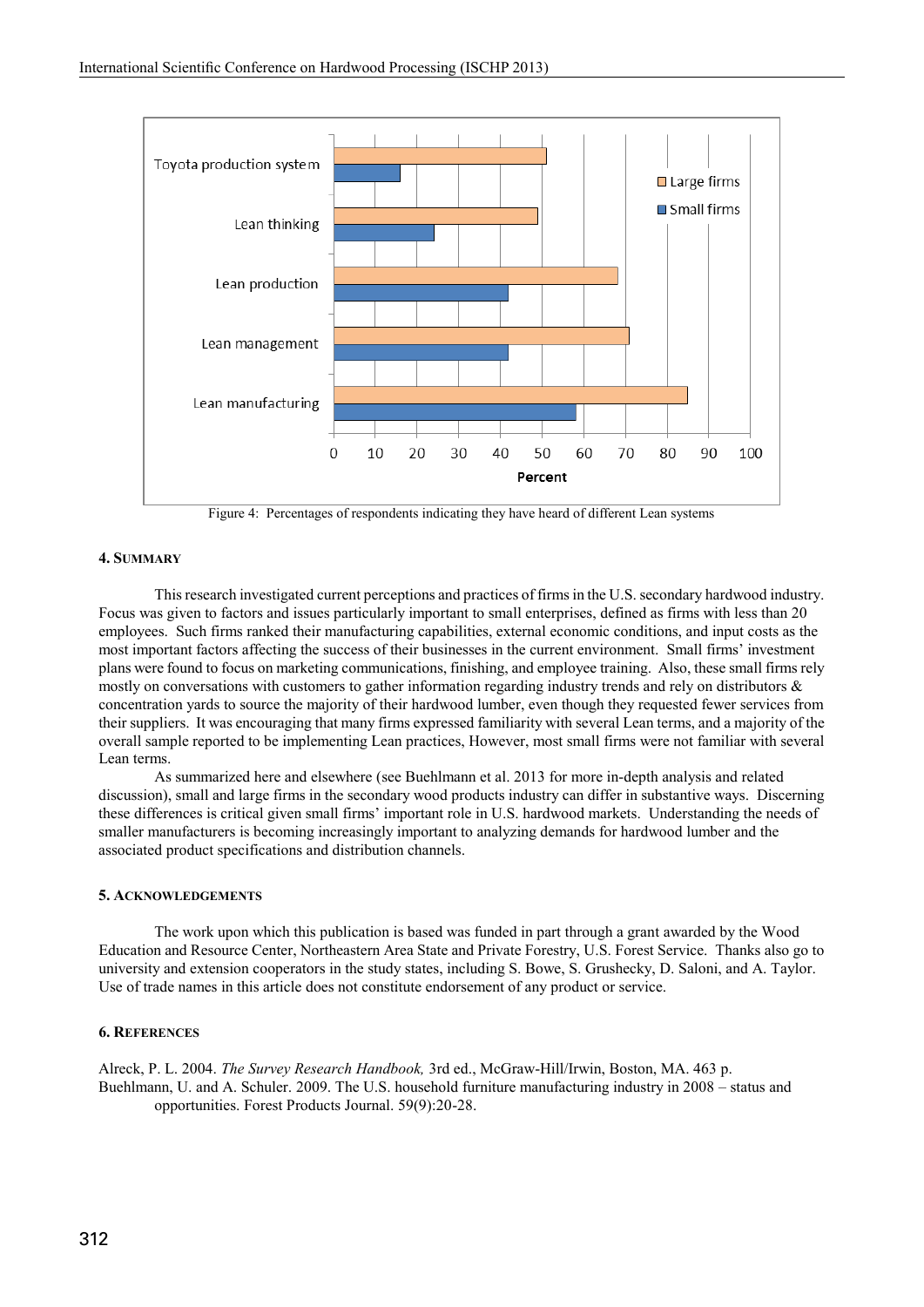Figure 4: Percentages of respondents indicating they have heard of different Lean systems

#### 4. SUMMARY

This research investigated current perceptions and practices of firms in the U.S. secondary hardwood industry. Focus was given to factors and issues particularly important to small enterprises, defined as firms with less than 20 employees. Such firms ranked their manufacturing capabilities, external economic conditions, and input costs as the most important factors affecting the success of their businesses in the current environment. Small firms' investment plans were found to focus on marketing communications, finishing, and employee training. Also, these small firms rely mostly on conversations with customers to gather information regarding industry trends and rely on distributors & concentration yards to source the majority of their hardwood lumber, even though they requested fewer services from their suppliers. It was encouraging that many firms expressed familiarity with several Lean terms, and a majority of the overall sample reported to be implementing Lean practices, However, most small firms were not familiar with several Lean terms.

As summarized here and elsewhere (see Buehlmann et al. 2013 for more in-depth analysis and related discussion), small and large firms in the secondary wood products industry can differ in substantive ways. Discerning these differences is critical given small firms' important role in U.S. hardwood markets. Understanding the needs of smaller manufacturers is becoming increasingly important to analyzing demands for hardwood lumber and the associated product specifications and distribution channels.

#### 5. ACKNOWLEDGEMENTS

The work upon which this publication is based was funded in part through a grant awarded by the Wood Education and Resource Center, Northeastern Area State and Private Forestry, U.S. Forest Service. Thanks also go to university and extension cooperators in the study states, including S. Bowe, S. Grushecky, D. Saloni, and A. Taylor. Use of trade names in this article does not constitute endorsement of any product or service.

#### 6. REFERENCES

Alreck, P. L. 2004. *The Survey Research Handbook,* 3rd ed., McGraw-Hill/Irwin, Boston, MA. 463 p.

Buehlmann, U. and A. Schuler. 2009. The U.S. household furniture manufacturing industry in 2008 – status and opportunities. Forest Products Journal. 59(9):20-28.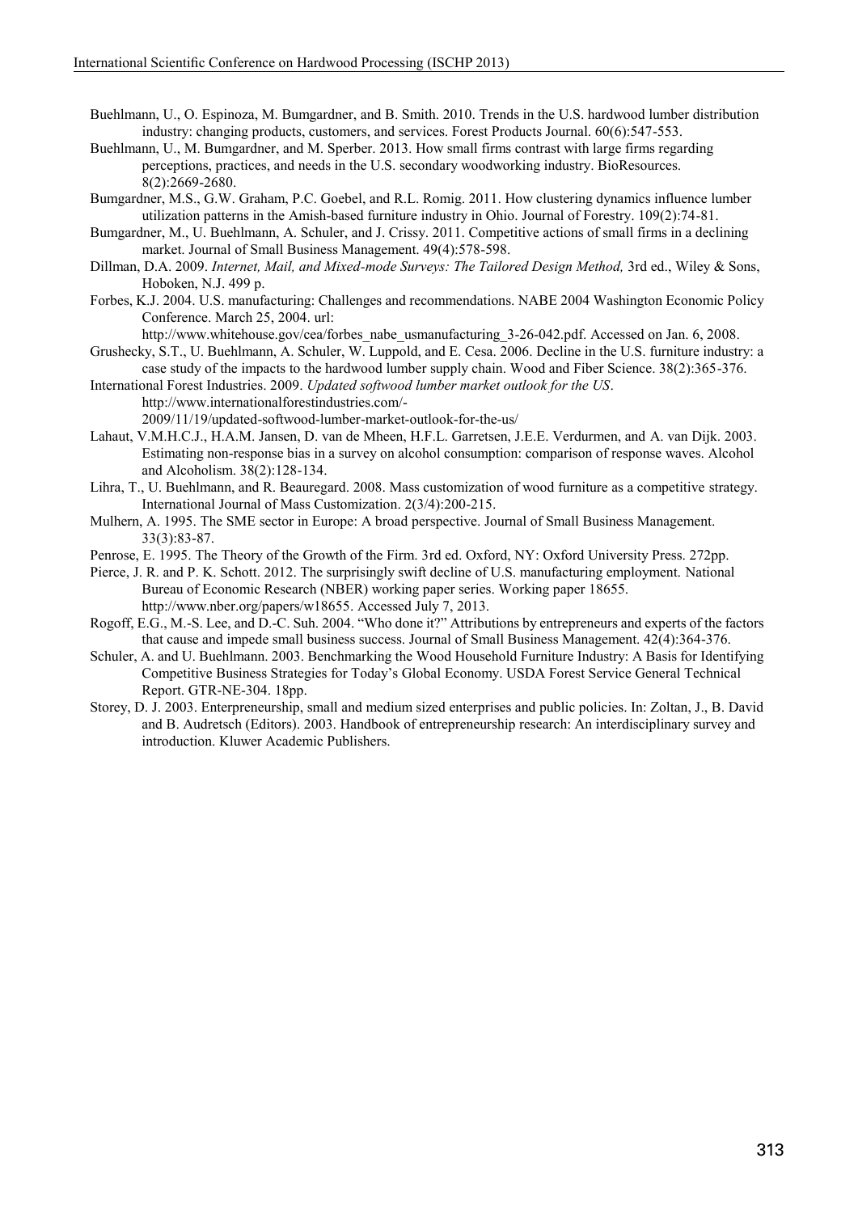Buehlmann, U., O. Espinoza, M. Bumgardner, and B. Smith. 2010. Trends in the U.S. hardwood lumber distribution industry: changing products, customers, and services. Forest Products Journal. 60(6):547-553.

Buehlmann, U., M. Bumgardner, and M. Sperber. 2013. How small firms contrast with large firms regarding perceptions, practices, and needs in the U.S. secondary woodworking industry. BioResources. 8(2):2669-2680.

Bumgardner, M.S., G.W. Graham, P.C. Goebel, and R.L. Romig. 2011. How clustering dynamics influence lumber utilization patterns in the Amish-based furniture industry in Ohio. Journal of Forestry. 109(2):74-81.

Bumgardner, M., U. Buehlmann, A. Schuler, and J. Crissy. 2011. Competitive actions of small firms in a declining market. Journal of Small Business Management. 49(4):578-598.

Dillman, D.A. 2009. *Internet, Mail, and Mixed-mode Surveys: The Tailored Design Method,* 3rd ed., Wiley & Sons, Hoboken, N.J. 499 p.

Forbes, K.J. 2004. U.S. manufacturing: Challenges and recommendations. NABE 2004 Washington Economic Policy Conference. March 25, 2004. url: http://www.whitehouse.gov/cea/forbes_nabe_usmanufacturing_3-26-042.pdf. Accessed on Jan. 6, 2008.

Grushecky, S.T., U. Buehlmann, A. Schuler, W. Luppold, and E. Cesa. 2006. Decline in the U.S. furniture industry: a case study of the impacts to the hardwood lumber supply chain. Wood and Fiber Science. 38(2):365-376.

International Forest Industries. 2009. *Updated softwood lumber market outlook for the US*. http://www.internationalforestindustries.com/-2009/11/19/updated-softwood-lumber-market-outlook-for-the-us/

Lahaut, V.M.H.C.J., H.A.M. Jansen, D. van de Mheen, H.F.L. Garretsen, J.E.E. Verdurmen, and A. van Dijk. 2003. Estimating non-response bias in a survey on alcohol consumption: comparison of response waves. Alcohol and Alcoholism. 38(2):128-134.

Lihra, T., U. Buehlmann, and R. Beauregard. 2008. Mass customization of wood furniture as a competitive strategy. International Journal of Mass Customization. 2(3/4):200-215.

Mulhern, A. 1995. The SME sector in Europe: A broad perspective. Journal of Small Business Management. 33(3):83-87.

Penrose, E. 1995. The Theory of the Growth of the Firm. 3rd ed. Oxford, NY: Oxford University Press. 272pp.

Pierce, J. R. and P. K. Schott. 2012. The surprisingly swift decline of U.S. manufacturing employment. National Bureau of Economic Research (NBER) working paper series. Working paper 18655. http://www.nber.org/papers/w18655. Accessed July 7, 2013.

Rogoff, E.G., M.-S. Lee, and D.-C. Suh. 2004. "Who done it?" Attributions by entrepreneurs and experts of the factors that cause and impede small business success. Journal of Small Business Management. 42(4):364-376.

Schuler, A. and U. Buehlmann. 2003. Benchmarking the Wood Household Furniture Industry: A Basis for Identifying Competitive Business Strategies for Today's Global Economy. USDA Forest Service General Technical Report. GTR-NE-304. 18pp.

Storey, D. J. 2003. Entrepreneurship, small and medium sized enterprises and public policies. In: Zoltan, J., B. David and B. Audretsch (Editors). 2003. Handbook of entrepreneurship research: An interdisciplinary survey and introduction. Kluwer Academic Publishers.